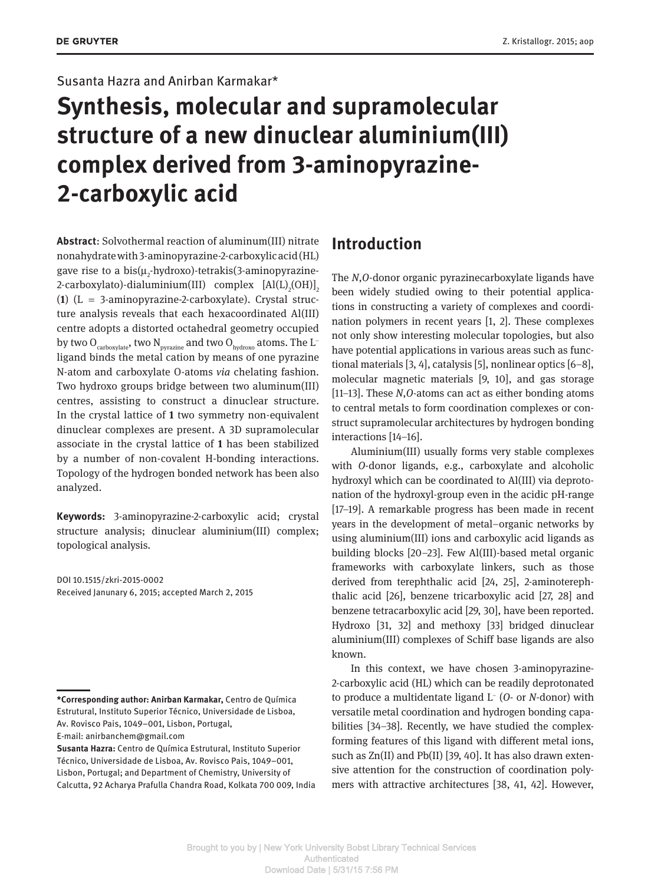Susanta Hazra and Anirban Karmakar*

# Synthesis, molecular and supramolecular structure of a new dinuclear aluminium(III) complex derived from 3-aminopyrazine-2-carboxylic acid

**Abstract**: Solvothermal reaction of aluminum(III) nitrate nonahydrate with 3-aminopyrazine-2-carboxylic acid (HL) gave rise to a bis($\mu_2$-hydroxo)-tetrakis(3-aminopyrazine-2-carboxylato)-dialuminium(III) complex $[Al(L)_2(OH)]_2$ (**1**) (L = 3-aminopyrazine-2-carboxylate). Crystal structure analysis reveals that each hexacoordinated Al(III) centre adopts a distorted octahedral geometry occupied by two $O_{carboxylate}$, two $N_{pyrazine}$ and two $O_{hydroxo}$ atoms. The $L^-$ ligand binds the metal cation by means of one pyrazine N-atom and carboxylate O-atoms *via* chelating fashion. Two hydroxo groups bridge between two aluminum(III) centres, assisting to construct a dinuclear structure. In the crystal lattice of **1** two symmetry non-equivalent dinuclear complexes are present. A 3D supramolecular associate in the crystal lattice of **1** has been stabilized by a number of non-covalent H-bonding interactions. Topology of the hydrogen bonded network has been also analyzed.

**Keywords:** 3-aminopyrazine-2-carboxylic acid; crystal structure analysis; dinuclear aluminium(III) complex; topological analysis.

DOI 10.1515/zkri-2015-0002
Received Janunary 6, 2015; accepted March 2, 2015

**\*Corresponding author: Anirban Karmakar,** Centro de Química Estrutural, Instituto Superior Técnico, Universidade de Lisboa, Av. Rovisco Pais, 1049–001, Lisbon, Portugal, E-mail: anirbanchem@gmail.com
**Susanta Hazra:** Centro de Química Estrutural, Instituto Superior Técnico, Universidade de Lisboa, Av. Rovisco Pais, 1049–001, Lisbon, Portugal; and Department of Chemistry, University of Calcutta, 92 Acharya Prafulla Chandra Road, Kolkata 700 009, India

## Introduction

The *N*,*O*-donor organic pyrazinecarboxylate ligands have been widely studied owing to their potential applications in constructing a variety of complexes and coordination polymers in recent years [1, 2]. These complexes not only show interesting molecular topologies, but also have potential applications in various areas such as functional materials [3, 4], catalysis [5], nonlinear optics [6–8], molecular magnetic materials [9, 10], and gas storage [11–13]. These *N*,*O*-atoms can act as either bonding atoms to central metals to form coordination complexes or construct supramolecular architectures by hydrogen bonding interactions [14–16].

Aluminium(III) usually forms very stable complexes with *O*-donor ligands, e.g., carboxylate and alcoholic hydroxyl which can be coordinated to Al(III) via deprotonation of the hydroxyl-group even in the acidic pH-range [17–19]. A remarkable progress has been made in recent years in the development of metal–organic networks by using aluminium(III) ions and carboxylic acid ligands as building blocks [20–23]. Few Al(III)-based metal organic frameworks with carboxylate linkers, such as those derived from terephthalic acid [24, 25], 2-aminoterephthalic acid [26], benzene tricarboxylic acid [27, 28] and benzene tetracarboxylic acid [29, 30], have been reported. Hydroxo [31, 32] and methoxy [33] bridged dinuclear aluminium(III) complexes of Schiff base ligands are also known.

In this context, we have chosen 3-aminopyrazine-2-carboxylic acid (HL) which can be readily deprotonated to produce a multidentate ligand $L^-$ (*O*- or *N*-donor) with versatile metal coordination and hydrogen bonding capabilities [34–38]. Recently, we have studied the complex-forming features of this ligand with different metal ions, such as Zn(II) and Pb(II) [39, 40]. It has also drawn extensive attention for the construction of coordination polymers with attractive architectures [38, 41, 42]. However,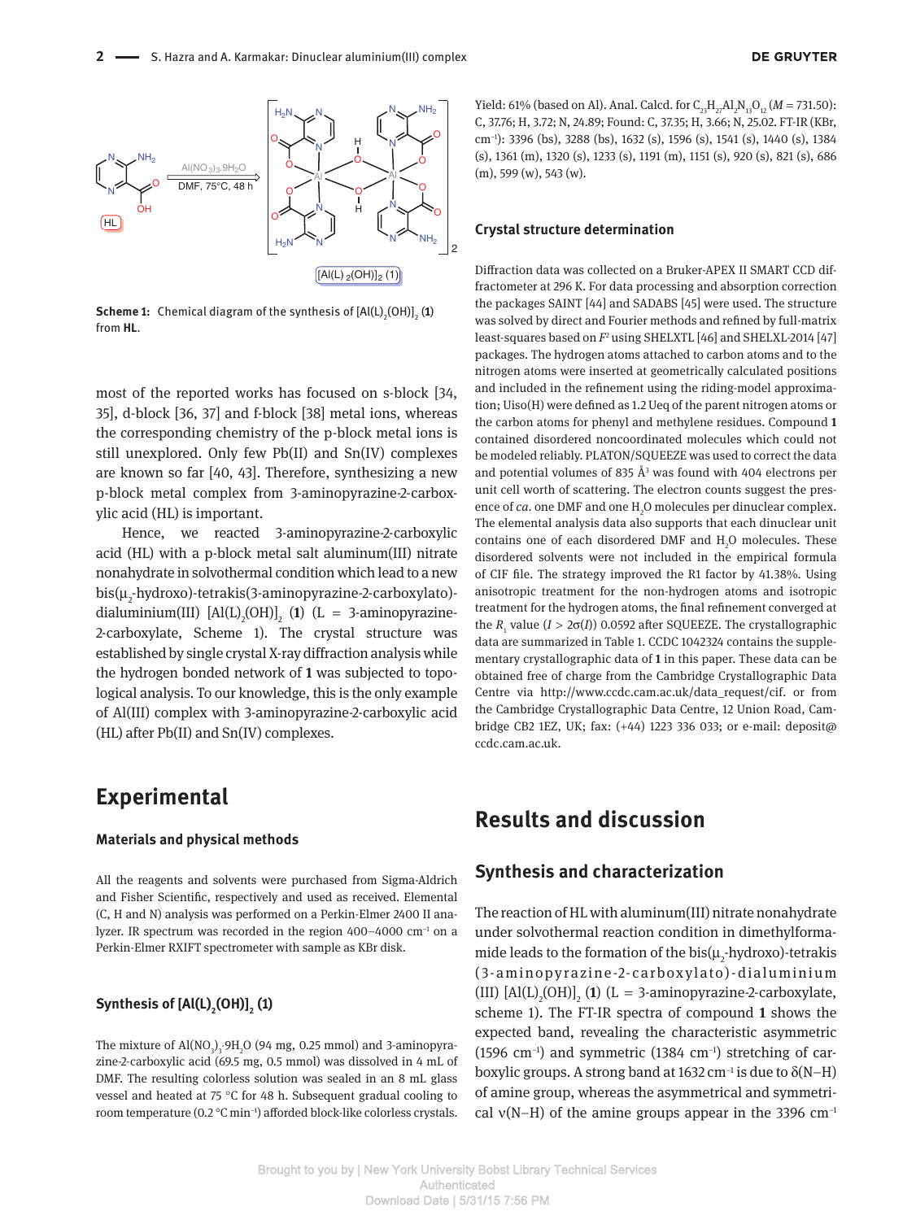Scheme 1: Chemical diagram of the synthesis of $[Al(L)_2(OH)]_2$ (**1**) from **HL**.

most of the reported works has focused on s-block [34, 35], d-block [36, 37] and f-block [38] metal ions, whereas the corresponding chemistry of the p-block metal ions is still unexplored. Only few Pb(II) and Sn(IV) complexes are known so far [40, 43]. Therefore, synthesizing a new p-block metal complex from 3-aminopyrazine-2-carboxylic acid (HL) is important.

Hence, we reacted 3-aminopyrazine-2-carboxylic acid (HL) with a p-block metal salt aluminum(III) nitrate nonahydrate in solvothermal condition which lead to a new bis($\mu_2$-hydroxo)-tetrakis(3-aminopyrazine-2-carboxylato)-dialuminium(III) $[Al(L)_2(OH)]_2$ (**1**) (L = 3-aminopyrazine-2-carboxylate, Scheme 1). The crystal structure was established by single crystal X-ray diffraction analysis while the hydrogen bonded network of **1** was subjected to topological analysis. To our knowledge, this is the only example of Al(III) complex with 3-aminopyrazine-2-carboxylic acid (HL) after Pb(II) and Sn(IV) complexes.

# Experimental

## Materials and physical methods

All the reagents and solvents were purchased from Sigma-Aldrich and Fisher Scientific, respectively and used as received. Elemental (C, H and N) analysis was performed on a Perkin-Elmer 2400 II analyzer. IR spectrum was recorded in the region 400–4000 cm$^{-1}$ on a Perkin-Elmer RXIFT spectrometer with sample as KBr disk.

## Synthesis of $[Al(L)_2(OH)]_2$ (1)

The mixture of $Al(NO_3)_3 \cdot 9H_2O$ (94 mg, 0.25 mmol) and 3-aminopyrazine-2-carboxylic acid (69.5 mg, 0.5 mmol) was dissolved in 4 mL of DMF. The resulting colorless solution was sealed in an 8 mL glass vessel and heated at 75 °C for 48 h. Subsequent gradual cooling to room temperature (0.2 °C min$^{-1}$) afforded block-like colorless crystals. Yield: 61% (based on Al). Anal. Calcd. for $C_{23}H_{27}Al_2N_{13}O_{12}$ (*M* = 731.50): C, 37.76; H, 3.72; N, 24.89; Found: C, 37.35; H, 3.66; N, 25.02. FT-IR (KBr, cm$^{-1}$): 3396 (bs), 3288 (bs), 1632 (s), 1596 (s), 1541 (s), 1440 (s), 1384 (s), 1361 (m), 1320 (s), 1233 (s), 1191 (m), 1151 (s), 920 (s), 821 (s), 686 (m), 599 (w), 543 (w).

## Crystal structure determination

Diffraction data was collected on a Bruker-APEX II SMART CCD diffractometer at 296 K. For data processing and absorption correction the packages SAINT [44] and SADABS [45] were used. The structure was solved by direct and Fourier methods and refined by full-matrix least-squares based on $F^2$ using SHELXTL [46] and SHELXL-2014 [47] packages. The hydrogen atoms attached to carbon atoms and to the nitrogen atoms were inserted at geometrically calculated positions and included in the refinement using the riding-model approximation; Uiso(H) were defined as 1.2 Ueq of the parent nitrogen atoms or the carbon atoms for phenyl and methylene residues. Compound **1** contained disordered noncoordinated molecules which could not be modeled reliably. PLATON/SQUEEZE was used to correct the data and potential volumes of 835 Å$^3$ was found with 404 electrons per unit cell worth of scattering. The electron counts suggest the presence of *ca*. one DMF and one $H_2O$ molecules per dinuclear complex. The elemental analysis data also supports that each dinuclear unit contains one of each disordered DMF and $H_2O$ molecules. These disordered solvents were not included in the empirical formula of CIF file. The strategy improved the R1 factor by 41.38%. Using anisotropic treatment for the non-hydrogen atoms and isotropic treatment for the hydrogen atoms, the final refinement converged at the $R_1$ value ($I > 2\sigma(I)$) 0.0592 after SQUEEZE. The crystallographic data are summarized in Table 1. CCDC 1042324 contains the supplementary crystallographic data of **1** in this paper. These data can be obtained free of charge from the Cambridge Crystallographic Data Centre via http://www.ccdc.cam.ac.uk/data_request/cif. or from the Cambridge Crystallographic Data Centre, 12 Union Road, Cambridge CB2 1EZ, UK; fax: (+44) 1223 336 033; or e-mail: deposit@ccdc.cam.ac.uk.

# Results and discussion

## Synthesis and characterization

The reaction of HL with aluminum(III) nitrate nonahydrate under solvothermal reaction condition in dimethylformamide leads to the formation of the bis($\mu_2$-hydroxo)-tetrakis(3-aminopyrazine-2-carboxylato)-dialuminium(III) $[Al(L)_2(OH)]_2$ (**1**) (L = 3-aminopyrazine-2-carboxylate, scheme 1). The FT-IR spectra of compound **1** shows the expected band, revealing the characteristic asymmetric (1596 cm$^{-1}$) and symmetric (1384 cm$^{-1}$) stretching of carboxylic groups. A strong band at 1632 cm$^{-1}$ is due to δ(N–H) of amine group, whereas the asymmetrical and symmetrical ν(N–H) of the amine groups appear in the 3396 cm$^{-1}$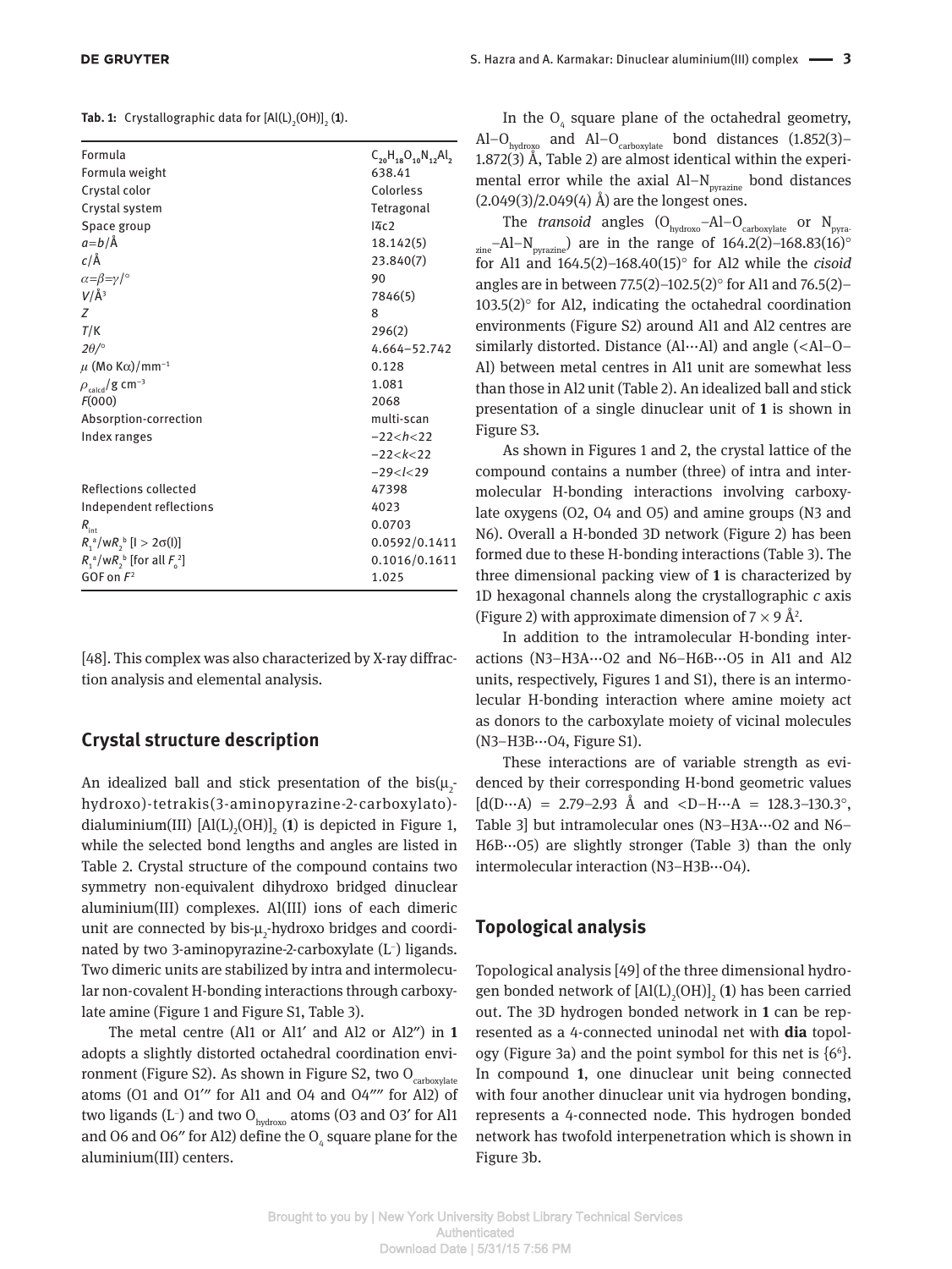**Tab. 1:** Crystallographic data for $[Al(L)_2(OH)]_2$ (**1**).

| | |
|---|---|
| Formula | $C_{20}H_{18}O_{10}N_{12}Al_2$ |
| Formula weight | 638.41 |
| Crystal color | Colorless |
| Crystal system | Tetragonal |
| Space group | $I\bar{4}c2$ |
| $a=b$/Å | 18.142(5) |
| $c$/Å | 23.840(7) |
| $\alpha=\beta=\gamma$/° | 90 |
| $V$/Å³ | 7846(5) |
| $Z$ | 8 |
| $T$/K | 296(2) |
| $2\theta$/° | 4.664–52.742 |
| $\mu$ (Mo Kα)/mm⁻¹ | 0.128 |
| $\rho_{calcd}$/g cm⁻³ | 1.081 |
| $F$(000) | 2068 |
| Absorption-correction | multi-scan |
| Index ranges | $-22<h<22$ |
| | $-22<k<22$ |
| | $-29<l<29$ |
| Reflections collected | 47398 |
| Independent reflections | 4023 |
| $R_{int}$ | 0.0703 |
| $R_1$[a]/w$R_2$[b] [I > 2σ(I)] | 0.0592/0.1411 |
| $R_1$[a]/w$R_2$[b] [for all $F_o^2$] | 0.1016/0.1611 |
| GOF on $F^2$ | 1.025 |

[48]. This complex was also characterized by X-ray diffraction analysis and elemental analysis.

## Crystal structure description

An idealized ball and stick presentation of the bis($\mu_2$-hydroxo)-tetrakis(3-aminopyrazine-2-carboxylato)-dialuminium(III) $[Al(L)_2(OH)]_2$ (**1**) is depicted in Figure 1, while the selected bond lengths and angles are listed in Table 2. Crystal structure of the compound contains two symmetry non-equivalent dihydroxo bridged dinuclear aluminium(III) complexes. Al(III) ions of each dimeric unit are connected by bis-$\mu_2$-hydroxo bridges and coordinated by two 3-aminopyrazine-2-carboxylate ($L^-$) ligands. Two dimeric units are stabilized by intra and intermolecular non-covalent H-bonding interactions through carboxylate amine (Figure 1 and Figure S1, Table 3).

The metal centre (Al1 or Al1′ and Al2 or Al2″) in **1** adopts a slightly distorted octahedral coordination environment (Figure S2). As shown in Figure S2, two $O_{carboxylate}$ atoms (O1 and O1′″ for Al1 and O4 and O4″″ for Al2) of two ligands ($L^-$) and two $O_{hydroxo}$ atoms (O3 and O3′ for Al1 and O6 and O6″ for Al2) define the $O_4$ square plane for the aluminium(III) centers.

In the $O_4$ square plane of the octahedral geometry, Al–$O_{hydroxo}$ and Al–$O_{carboxylate}$ bond distances (1.852(3)–1.872(3) Å, Table 2) are almost identical within the experimental error while the axial Al–$N_{pyrazine}$ bond distances (2.049(3)/2.049(4) Å) are the longest ones.

The *transoid* angles ($O_{hydroxo}$–Al–$O_{carboxylate}$ or $N_{pyrazine}$–Al–$N_{pyrazine}$) are in the range of 164.2(2)–168.83(16)° for Al1 and 164.5(2)–168.40(15)° for Al2 while the *cisoid* angles are in between 77.5(2)–102.5(2)° for Al1 and 76.5(2)–103.5(2)° for Al2, indicating the octahedral coordination environments (Figure S2) around Al1 and Al2 centres are similarly distorted. Distance (Al···Al) and angle (<Al–O–Al) between metal centres in Al1 unit are somewhat less than those in Al2 unit (Table 2). An idealized ball and stick presentation of a single dinuclear unit of **1** is shown in Figure S3.

As shown in Figures 1 and 2, the crystal lattice of the compound contains a number (three) of intra and intermolecular H-bonding interactions involving carboxylate oxygens (O2, O4 and O5) and amine groups (N3 and N6). Overall a H-bonded 3D network (Figure 2) has been formed due to these H-bonding interactions (Table 3). The three dimensional packing view of **1** is characterized by 1D hexagonal channels along the crystallographic $c$ axis (Figure 2) with approximate dimension of 7 × 9 Å².

In addition to the intramolecular H-bonding interactions (N3–H3A···O2 and N6–H6B···O5 in Al1 and Al2 units, respectively, Figures 1 and S1), there is an intermolecular H-bonding interaction where amine moiety act as donors to the carboxylate moiety of vicinal molecules (N3–H3B···O4, Figure S1).

These interactions are of variable strength as evidenced by their corresponding H-bond geometric values [d(D···A) = 2.79–2.93 Å and <D–H···A = 128.3–130.3°, Table 3] but intramolecular ones (N3–H3A···O2 and N6–H6B···O5) are slightly stronger (Table 3) than the only intermolecular interaction (N3–H3B···O4).

## Topological analysis

Topological analysis [49] of the three dimensional hydrogen bonded network of $[Al(L)_2(OH)]_2$ (**1**) has been carried out. The 3D hydrogen bonded network in **1** can be represented as a 4-connected uninodal net with **dia** topology (Figure 3a) and the point symbol for this net is {$6^6$}. In compound **1**, one dinuclear unit being connected with four another dinuclear unit via hydrogen bonding, represents a 4-connected node. This hydrogen bonded network has twofold interpenetration which is shown in Figure 3b.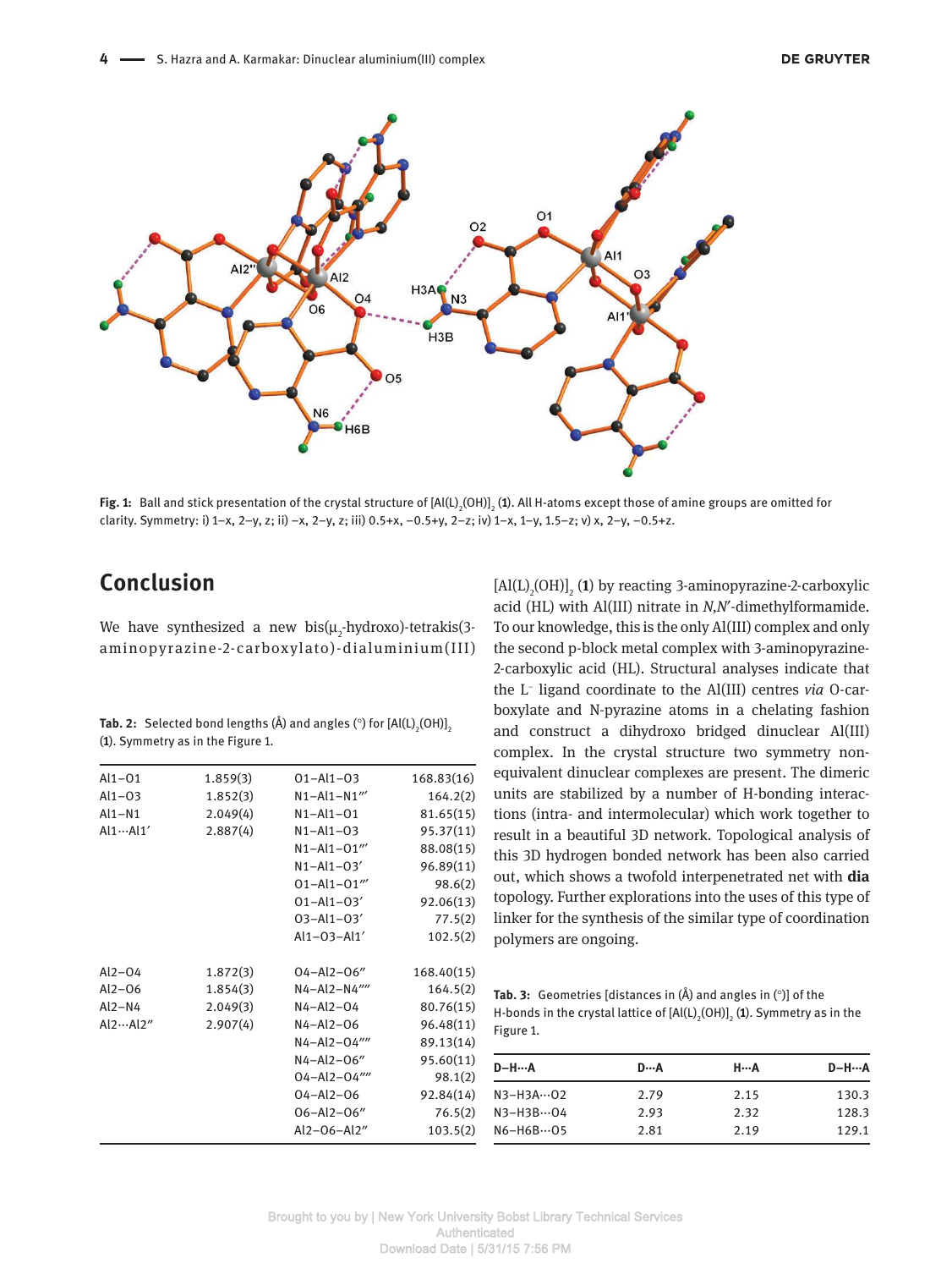Fig. 1: Ball and stick presentation of the crystal structure of $[Al(L)_2(OH)]_2$ (**1**). All H-atoms except those of amine groups are omitted for clarity. Symmetry: i) 1−x, 2−y, z; ii) −x, 2−y, z; iii) 0.5+x, −0.5+y, 2−z; iv) 1−x, 1−y, 1.5−z; v) x, 2−y, −0.5+z.

## Conclusion

We have synthesized a new bis($\mu_2$-hydroxo)-tetrakis(3-aminopyrazine-2-carboxylato)-dialuminium(III) $[Al(L)_2(OH)]_2$ (**1**) by reacting 3-aminopyrazine-2-carboxylic acid (HL) with Al(III) nitrate in *N,N′*-dimethylformamide. To our knowledge, this is the only Al(III) complex and only the second p-block metal complex with 3-aminopyrazine-2-carboxylic acid (HL). Structural analyses indicate that the $L^-$ ligand coordinate to the Al(III) centres *via* O-carboxylate and N-pyrazine atoms in a chelating fashion and construct a dihydroxo bridged dinuclear Al(III) complex. In the crystal structure two symmetry non-equivalent dinuclear complexes are present. The dimeric units are stabilized by a number of H-bonding interactions (intra- and intermolecular) which work together to result in a beautiful 3D network. Topological analysis of this 3D hydrogen bonded network has been also carried out, which shows a twofold interpenetrated net with **dia** topology. Further explorations into the uses of this type of linker for the synthesis of the similar type of coordination polymers are ongoing.

Tab. 2: Selected bond lengths (Å) and angles (°) for $[Al(L)_2(OH)]_2$ (**1**). Symmetry as in the Figure 1.

| | | | |
|---|---|---|---|
| Al1–O1 | 1.859(3) | O1–Al1–O3 | 168.83(16) |
| Al1–O3 | 1.852(3) | N1–Al1–N1‴ | 164.2(2) |
| Al1–N1 | 2.049(4) | N1–Al1–O1 | 81.65(15) |
| Al1⋯Al1′ | 2.887(4) | N1–Al1–O3 | 95.37(11) |
| | | N1–Al1–O1‴ | 88.08(15) |
| | | N1–Al1–O3′ | 96.89(11) |
| | | O1–Al1–O1‴ | 98.6(2) |
| | | O1–Al1–O3′ | 92.06(13) |
| | | O3–Al1–O3′ | 77.5(2) |
| | | Al1–O3–Al1′ | 102.5(2) |
| Al2–O4 | 1.872(3) | O4–Al2–O6″ | 168.40(15) |
| Al2–O6 | 1.854(3) | N4–Al2–N4⁗ | 164.5(2) |
| Al2–N4 | 2.049(3) | N4–Al2–O4 | 80.76(15) |
| Al2⋯Al2″ | 2.907(4) | N4–Al2–O6 | 96.48(11) |
| | | N4–Al2–O4⁗ | 89.13(14) |
| | | N4–Al2–O6″ | 95.60(11) |
| | | O4–Al2–O4⁗ | 98.1(2) |
| | | O4–Al2–O6 | 92.84(14) |
| | | O6–Al2–O6″ | 76.5(2) |
| | | Al2–O6–Al2″ | 103.5(2) |

Tab. 3: Geometries [distances in (Å) and angles in (°)] of the H-bonds in the crystal lattice of $[Al(L)_2(OH)]_2$ (**1**). Symmetry as in the Figure 1.

| D–H⋯A | D⋯A | H⋯A | D–H⋯A |
|---|---|---|---|
| N3–H3A⋯O2 | 2.79 | 2.15 | 130.3 |
| N3–H3B⋯O4 | 2.93 | 2.32 | 128.3 |
| N6–H6B⋯O5 | 2.81 | 2.19 | 129.1 |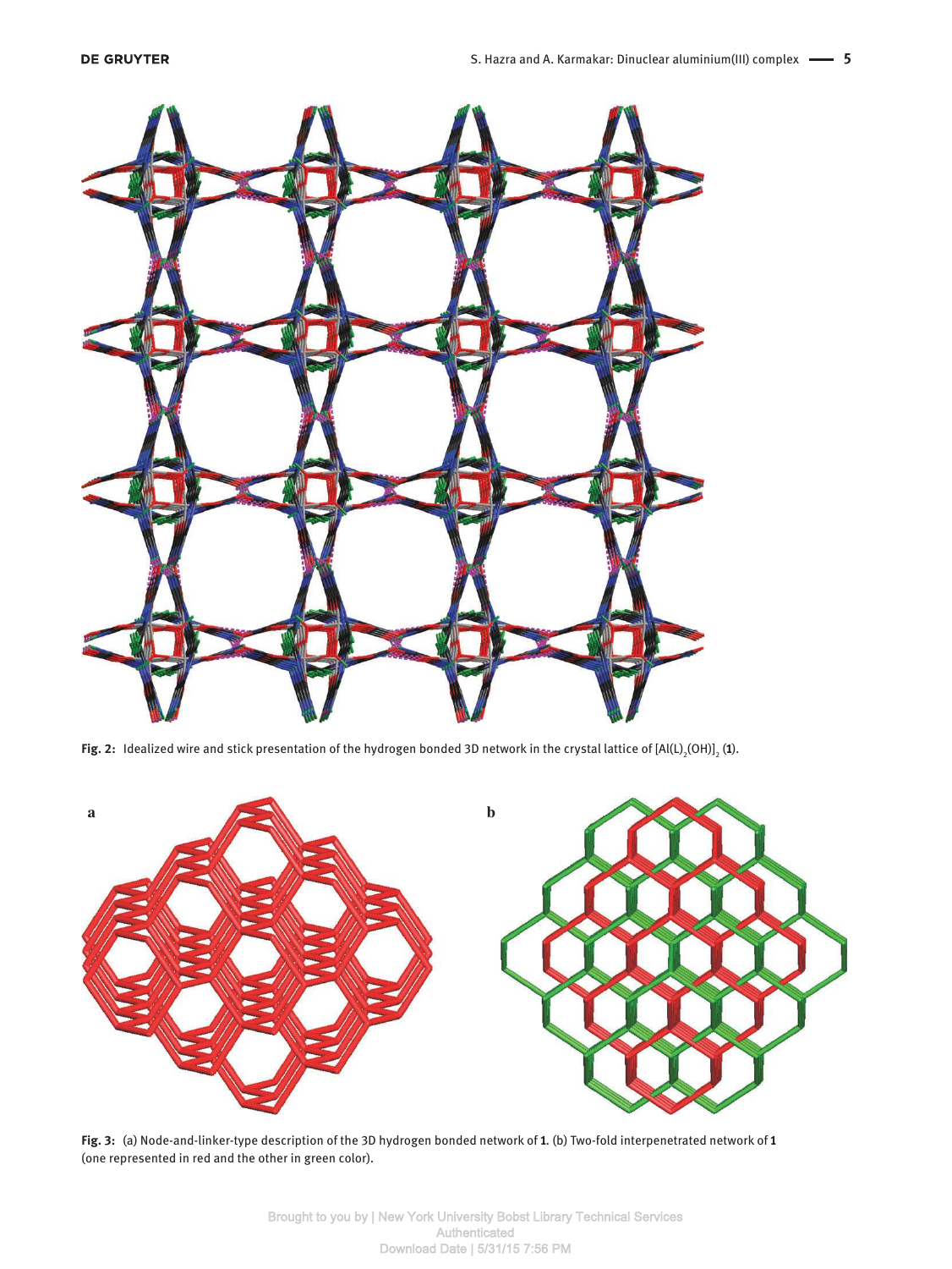Fig. 2: Idealized wire and stick presentation of the hydrogen bonded 3D network in the crystal lattice of $[Al(L)_2(OH)]_2$ (**1**).

Fig. 3: (a) Node-and-linker-type description of the 3D hydrogen bonded network of **1**. (b) Two-fold interpenetrated network of **1** (one represented in red and the other in green color).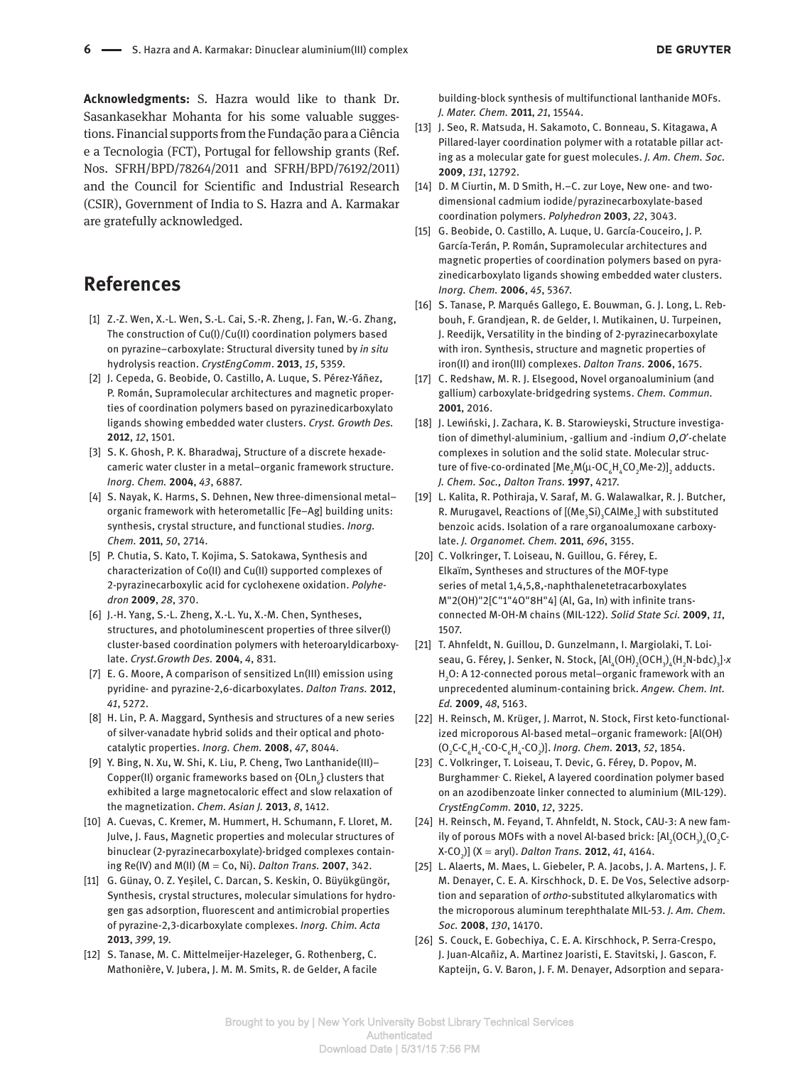**Acknowledgments:** S. Hazra would like to thank Dr. Sasankasekhar Mohanta for his some valuable suggestions. Financial supports from the Fundação para a Ciência e a Tecnologia (FCT), Portugal for fellowship grants (Ref. Nos. SFRH/BPD/78264/2011 and SFRH/BPD/76192/2011) and the Council for Scientific and Industrial Research (CSIR), Government of India to S. Hazra and A. Karmakar are gratefully acknowledged.

## References

[1] Z.-Z. Wen, X.-L. Wen, S.-L. Cai, S.-R. Zheng, J. Fan, W.-G. Zhang, The construction of Cu(I)/Cu(II) coordination polymers based on pyrazine–carboxylate: Structural diversity tuned by *in situ* hydrolysis reaction. *CrystEngComm*. **2013**, *15*, 5359.

[2] J. Cepeda, G. Beobide, O. Castillo, A. Luque, S. Pérez-Yáñez, P. Román, Supramolecular architectures and magnetic properties of coordination polymers based on pyrazinedicarboxylato ligands showing embedded water clusters. *Cryst. Growth Des.* **2012**, *12*, 1501.

[3] S. K. Ghosh, P. K. Bharadwaj, Structure of a discrete hexadecameric water cluster in a metal–organic framework structure. *Inorg. Chem.* **2004**, *43*, 6887.

[4] S. Nayak, K. Harms, S. Dehnen, New three-dimensional metal–organic framework with heterometallic [Fe–Ag] building units: synthesis, crystal structure, and functional studies. *Inorg. Chem.* **2011**, *50*, 2714.

[5] P. Chutia, S. Kato, T. Kojima, S. Satokawa, Synthesis and characterization of Co(II) and Cu(II) supported complexes of 2-pyrazinecarboxylic acid for cyclohexene oxidation. *Polyhedron* **2009**, *28*, 370.

[6] J.-H. Yang, S.-L. Zheng, X.-L. Yu, X.-M. Chen, Syntheses, structures, and photoluminescent properties of three silver(I) cluster-based coordination polymers with heteroaryldicarboxylate. *Cryst.Growth Des.* **2004**, *4*, 831.

[7] E. G. Moore, A comparison of sensitized Ln(III) emission using pyridine- and pyrazine-2,6-dicarboxylates. *Dalton Trans.* **2012**, *41*, 5272.

[8] H. Lin, P. A. Maggard, Synthesis and structures of a new series of silver-vanadate hybrid solids and their optical and photocatalytic properties. *Inorg. Chem.* **2008**, *47*, 8044.

[9] Y. Bing, N. Xu, W. Shi, K. Liu, P. Cheng, Two Lanthanide(III)–Copper(II) organic frameworks based on $\{OLn_6\}$ clusters that exhibited a large magnetocaloric effect and slow relaxation of the magnetization. *Chem. Asian J.* **2013**, *8*, 1412.

[10] A. Cuevas, C. Kremer, M. Hummert, H. Schumann, F. Lloret, M. Julve, J. Faus, Magnetic properties and molecular structures of binuclear (2-pyrazinecarboxylate)-bridged complexes containing Re(IV) and M(II) (M = Co, Ni). *Dalton Trans.* **2007**, 342.

[11] G. Günay, O. Z. Yeşilel, C. Darcan, S. Keskin, O. Büyükgüngör, Synthesis, crystal structures, molecular simulations for hydrogen gas adsorption, fluorescent and antimicrobial properties of pyrazine-2,3-dicarboxylate complexes. *Inorg. Chim. Acta* **2013**, *399*, 19.

[12] S. Tanase, M. C. Mittelmeijer-Hazeleger, G. Rothenberg, C. Mathonière, V. Jubera, J. M. M. Smits, R. de Gelder, A facile building-block synthesis of multifunctional lanthanide MOFs. *J. Mater. Chem.* **2011**, *21*, 15544.

[13] J. Seo, R. Matsuda, H. Sakamoto, C. Bonneau, S. Kitagawa, A Pillared-layer coordination polymer with a rotatable pillar acting as a molecular gate for guest molecules. *J. Am. Chem. Soc.* **2009**, *131*, 12792.

[14] D. M Ciurtin, M. D Smith, H.–C. zur Loye, New one- and two-dimensional cadmium iodide/pyrazinecarboxylate-based coordination polymers. *Polyhedron* **2003**, *22*, 3043.

[15] G. Beobide, O. Castillo, A. Luque, U. García-Couceiro, J. P. García-Terán, P. Román, Supramolecular architectures and magnetic properties of coordination polymers based on pyrazinedicarboxylato ligands showing embedded water clusters. *Inorg. Chem.* **2006**, *45*, 5367.

[16] S. Tanase, P. Marqués Gallego, E. Bouwman, G. J. Long, L. Rebbouh, F. Grandjean, R. de Gelder, I. Mutikainen, U. Turpeinen, J. Reedijk, Versatility in the binding of 2-pyrazinecarboxylate with iron. Synthesis, structure and magnetic properties of iron(II) and iron(III) complexes. *Dalton Trans.* **2006**, 1675.

[17] C. Redshaw, M. R. J. Elsegood, Novel organoaluminium (and gallium) carboxylate-bridgedring systems. *Chem. Commun.* **2001**, 2016.

[18] J. Lewiński, J. Zachara, K. B. Starowieyski, Structure investigation of dimethyl-aluminium, -gallium and -indium *O,O′*-chelate complexes in solution and the solid state. Molecular structure of five-co-ordinated $[Me_2M(\mu\text{-}OC_6H_4CO_2Me\text{-}2)]_2$ adducts. *J. Chem. Soc., Dalton Trans.* **1997**, 4217.

[19] L. Kalita, R. Pothiraja, V. Saraf, M. G. Walawalkar, R. J. Butcher, R. Murugavel, Reactions of $[(Me_3Si)_3CAlMe_2]$ with substituted benzoic acids. Isolation of a rare organoalumoxane carboxylate. *J. Organomet. Chem.* **2011**, *696*, 3155.

[20] C. Volkringer, T. Loiseau, N. Guillou, G. Férey, E. Elkaïm, Syntheses and structures of the MOF-type series of metal 1,4,5,8,-naphthalenetetracarboxylates M"2(OH)"2[C"1"4O"8H"4] (Al, Ga, In) with infinite trans-connected M-OH-M chains (MIL-122). *Solid State Sci.* **2009**, *11*, 1507.

[21] T. Ahnfeldt, N. Guillou, D. Gunzelmann, I. Margiolaki, T. Loiseau, G. Férey, J. Senker, N. Stock, $[Al_4(OH)_2(OCH_3)_4(H_2N\text{-}bdc)_3]\cdot x\,H_2O$: A 12-connected porous metal–organic framework with an unprecedented aluminum-containing brick. *Angew. Chem. Int. Ed.* **2009**, *48*, 5163.

[22] H. Reinsch, M. Krüger, J. Marrot, N. Stock, First keto-functionalized microporous Al-based metal–organic framework: $[Al(OH)(O_2C\text{-}C_6H_4\text{-}CO\text{-}C_6H_4\text{-}CO_2)]$. *Inorg. Chem.* **2013**, *52*, 1854.

[23] C. Volkringer, T. Loiseau, T. Devic, G. Férey, D. Popov, M. Burghammer, C. Riekel, A layered coordination polymer based on an azodibenzoate linker connected to aluminium (MIL-129). *CrystEngComm.* **2010**, *12*, 3225.

[24] H. Reinsch, M. Feyand, T. Ahnfeldt, N. Stock, CAU-3: A new family of porous MOFs with a novel Al-based brick: $[Al_2(OCH_3)_4(O_2C\text{-}X\text{-}CO_2)]$ (X = aryl). *Dalton Trans.* **2012**, *41*, 4164.

[25] L. Alaerts, M. Maes, L. Giebeler, P. A. Jacobs, J. A. Martens, J. F. M. Denayer, C. E. A. Kirschhock, D. E. De Vos, Selective adsorption and separation of *ortho*-substituted alkylaromatics with the microporous aluminum terephthalate MIL-53. *J. Am. Chem. Soc.* **2008**, *130*, 14170.

[26] S. Couck, E. Gobechiya, C. E. A. Kirschhock, P. Serra-Crespo, J. Juan-Alcañiz, A. Martinez Joaristi, E. Stavitski, J. Gascon, F. Kapteijn, G. V. Baron, J. F. M. Denayer, Adsorption and separa-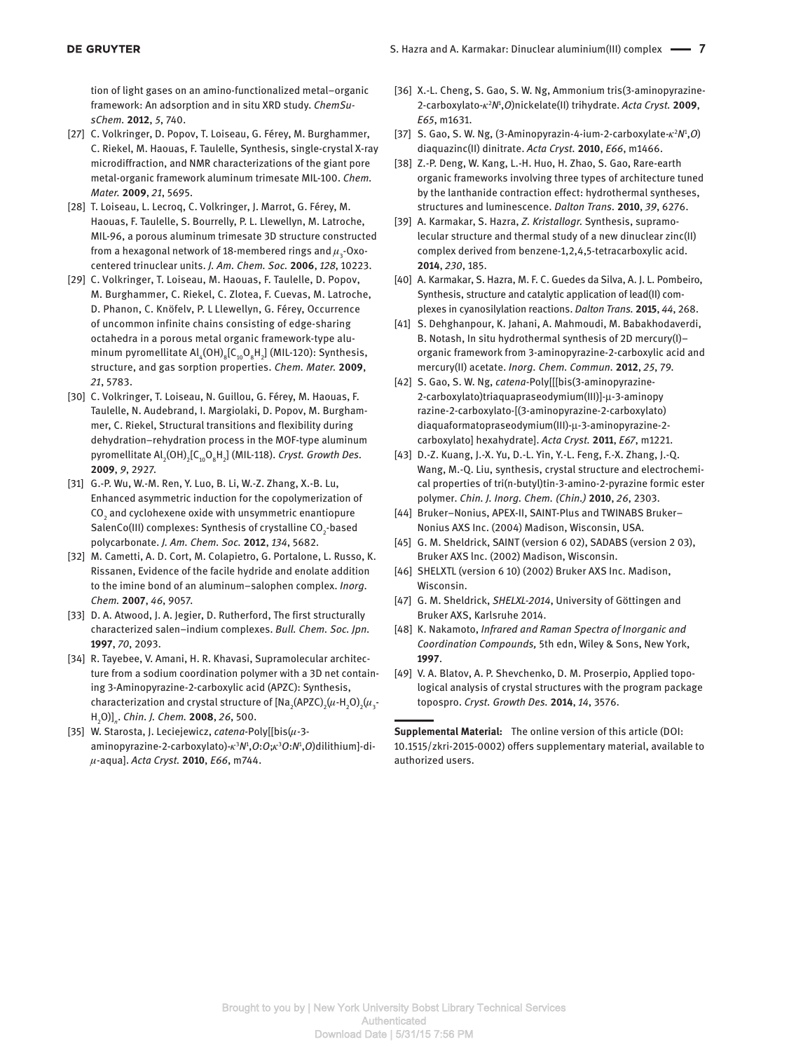tion of light gases on an amino-functionalized metal–organic framework: An adsorption and in situ XRD study. *ChemSusChem.* **2012**, *5*, 740.

[27] C. Volkringer, D. Popov, T. Loiseau, G. Férey, M. Burghammer, C. Riekel, M. Haouas, F. Taulelle, Synthesis, single-crystal X-ray microdiffraction, and NMR characterizations of the giant pore metal-organic framework aluminum trimesate MIL-100. *Chem. Mater.* **2009**, *21*, 5695.

[28] T. Loiseau, L. Lecroq, C. Volkringer, J. Marrot, G. Férey, M. Haouas, F. Taulelle, S. Bourrelly, P. L. Llewellyn, M. Latroche, MIL-96, a porous aluminum trimesate 3D structure constructed from a hexagonal network of 18-membered rings and $\mu_3$-Oxo-centered trinuclear units. *J. Am. Chem. Soc.* **2006**, *128*, 10223.

[29] C. Volkringer, T. Loiseau, M. Haouas, F. Taulelle, D. Popov, M. Burghammer, C. Riekel, C. Zlotea, F. Cuevas, M. Latroche, D. Phanon, C. Knöfelv, P. L Llewellyn, G. Férey, Occurrence of uncommon infinite chains consisting of edge-sharing octahedra in a porous metal organic framework-type aluminum pyromellitate $Al_4(OH)_8[C_{10}O_8H_2]$ (MIL-120): Synthesis, structure, and gas sorption properties. *Chem. Mater.* **2009**, *21*, 5783.

[30] C. Volkringer, T. Loiseau, N. Guillou, G. Férey, M. Haouas, F. Taulelle, N. Audebrand, I. Margiolaki, D. Popov, M. Burghammer, C. Riekel, Structural transitions and flexibility during dehydration–rehydration process in the MOF-type aluminum pyromellitate $Al_2(OH)_2[C_{10}O_8H_2]$ (MIL-118). *Cryst. Growth Des.* **2009**, *9*, 2927.

[31] G.-P. Wu, W.-M. Ren, Y. Luo, B. Li, W.-Z. Zhang, X.-B. Lu, Enhanced asymmetric induction for the copolymerization of $CO_2$ and cyclohexene oxide with unsymmetric enantiopure SalenCo(III) complexes: Synthesis of crystalline $CO_2$-based polycarbonate. *J. Am. Chem. Soc.* **2012**, *134*, 5682.

[32] M. Cametti, A. D. Cort, M. Colapietro, G. Portalone, L. Russo, K. Rissanen, Evidence of the facile hydride and enolate addition to the imine bond of an aluminum–salophen complex. *Inorg. Chem.* **2007**, *46*, 9057.

[33] D. A. Atwood, J. A. Jegier, D. Rutherford, The first structurally characterized salen–indium complexes. *Bull. Chem. Soc. Jpn.* **1997**, *70*, 2093.

[34] R. Tayebee, V. Amani, H. R. Khavasi, Supramolecular architecture from a sodium coordination polymer with a 3D net containing 3-Aminopyrazine-2-carboxylic acid (APZC): Synthesis, characterization and crystal structure of $[Na_2(APZC)_2(\mu\text{-}H_2O)_2(\mu_3\text{-}H_2O)]_n$. *Chin. J. Chem.* **2008**, *26*, 500.

[35] W. Starosta, J. Leciejewicz, *catena*-Poly[[bis($\mu$-3-aminopyrazine-2-carboxylato)-$\kappa^3N^1,O:O;\kappa^3O:N^1,O$)dilithium]-di-$\mu$-aqua]. *Acta Cryst.* **2010**, *E66*, m744.

[36] X.-L. Cheng, S. Gao, S. W. Ng, Ammonium tris(3-aminopyrazine-2-carboxylato-$\kappa^2N^1,O$)nickelate(II) trihydrate. *Acta Cryst.* **2009**, *E65*, m1631.

[37] S. Gao, S. W. Ng, (3-Aminopyrazin-4-ium-2-carboxylate-$\kappa^2N^1,O$) diaquazinc(II) dinitrate. *Acta Cryst.* **2010**, *E66*, m1466.

[38] Z.-P. Deng, W. Kang, L.-H. Huo, H. Zhao, S. Gao, Rare-earth organic frameworks involving three types of architecture tuned by the lanthanide contraction effect: hydrothermal syntheses, structures and luminescence. *Dalton Trans.* **2010**, *39*, 6276.

[39] A. Karmakar, S. Hazra, *Z. Kristallogr.* Synthesis, supramolecular structure and thermal study of a new dinuclear zinc(II) complex derived from benzene-1,2,4,5-tetracarboxylic acid. **2014**, *230*, 185.

[40] A. Karmakar, S. Hazra, M. F. C. Guedes da Silva, A. J. L. Pombeiro, Synthesis, structure and catalytic application of lead(II) complexes in cyanosilylation reactions. *Dalton Trans.* **2015**, *44*, 268.

[41] S. Dehghanpour, K. Jahani, A. Mahmoudi, M. Babakhodaverdi, B. Notash, In situ hydrothermal synthesis of 2D mercury(I)–organic framework from 3-aminopyrazine-2-carboxylic acid and mercury(II) acetate. *Inorg. Chem. Commun.* **2012**, *25*, 79.

[42] S. Gao, S. W. Ng, *catena*-Poly[[[bis(3-aminopyrazine-2-carboxylato)triaquapraseodymium(III)]-μ-3-aminopyrazine-2-carboxylato-[(3-aminopyrazine-2-carboxylato) diaquaformatopraseodymium(III)-μ-3-aminopyrazine-2-carboxylato] hexahydrate]. *Acta Cryst.* **2011**, *E67*, m1221.

[43] D.-Z. Kuang, J.-X. Yu, D.-L. Yin, Y.-L. Feng, F.-X. Zhang, J.-Q. Wang, M.-Q. Liu, synthesis, crystal structure and electrochemical properties of tri(n-butyl)tin-3-amino-2-pyrazine formic ester polymer. *Chin. J. Inorg. Chem. (Chin.)* **2010**, *26*, 2303.

[44] Bruker–Nonius, APEX-II, SAINT-Plus and TWINABS Bruker–Nonius AXS Inc. (2004) Madison, Wisconsin, USA.

[45] G. M. Sheldrick, SAINT (version 6 02), SADABS (version 2 03), Bruker AXS Inc. (2002) Madison, Wisconsin.

[46] SHELXTL (version 6 10) (2002) Bruker AXS Inc. Madison, Wisconsin.

[47] G. M. Sheldrick, *SHELXL-2014*, University of Göttingen and Bruker AXS, Karlsruhe 2014.

[48] K. Nakamoto, *Infrared and Raman Spectra of Inorganic and Coordination Compounds,* 5th edn, Wiley & Sons, New York, **1997**.

[49] V. A. Blatov, A. P. Shevchenko, D. M. Proserpio, Applied topological analysis of crystal structures with the program package topospro. *Cryst. Growth Des.* **2014**, *14*, 3576.

---

**Supplemental Material:** The online version of this article (DOI: 10.1515/zkri-2015-0002) offers supplementary material, available to authorized users.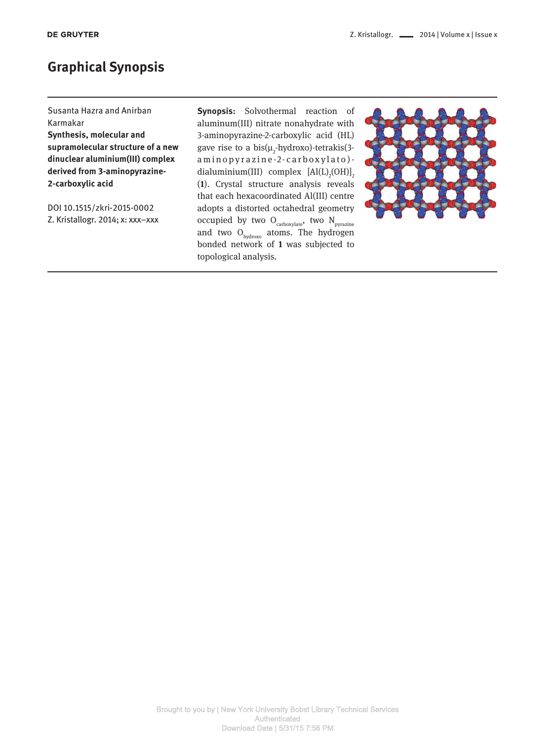# Graphical Synopsis

Susanta Hazra and Anirban Karmakar

**Synthesis, molecular and supramolecular structure of a new dinuclear aluminium(III) complex derived from 3-aminopyrazine-2-carboxylic acid**

DOI 10.1515/zkri-2015-0002
Z. Kristallogr. 2014; x: xxx–xxx

**Synopsis:** Solvothermal reaction of aluminum(III) nitrate nonahydrate with 3-aminopyrazine-2-carboxylic acid (HL) gave rise to a bis($\mu_2$-hydroxo)-tetrakis(3-aminopyrazine-2-carboxylato)-dialuminium(III) complex $[Al(L)_2(OH)]_2$ (**1**). Crystal structure analysis reveals that each hexacoordinated Al(III) centre adopts a distorted octahedral geometry occupied by two $O_{carboxylate}$, two $N_{pyrazine}$ and two $O_{hydroxo}$ atoms. The hydrogen bonded network of **1** was subjected to topological analysis.